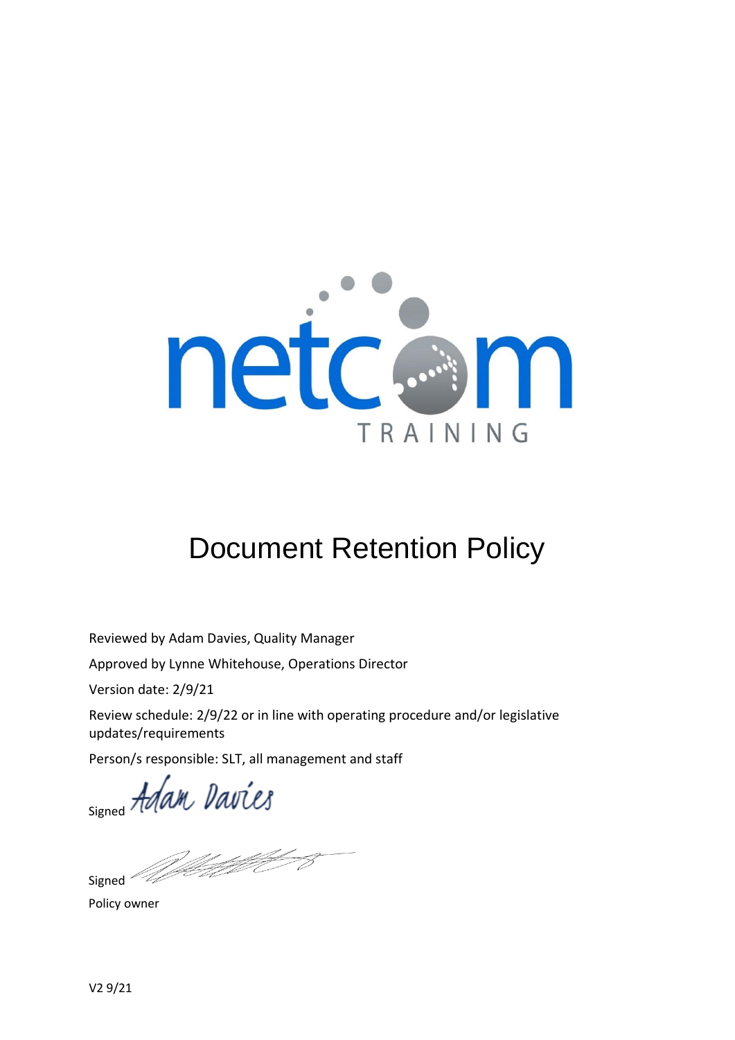# Document Retention Policy

Reviewed by Adam Davies, Quality Manager

Approved by Lynne Whitehouse, Operations Director

Version date: 2/9/21

Review schedule: 2/9/22 or in line with operating procedure and/or legislative updates/requirements

Person/s responsible: SLT, all management and staff

Signed *Adam Davies*

Signed

Policy owner

V2 9/21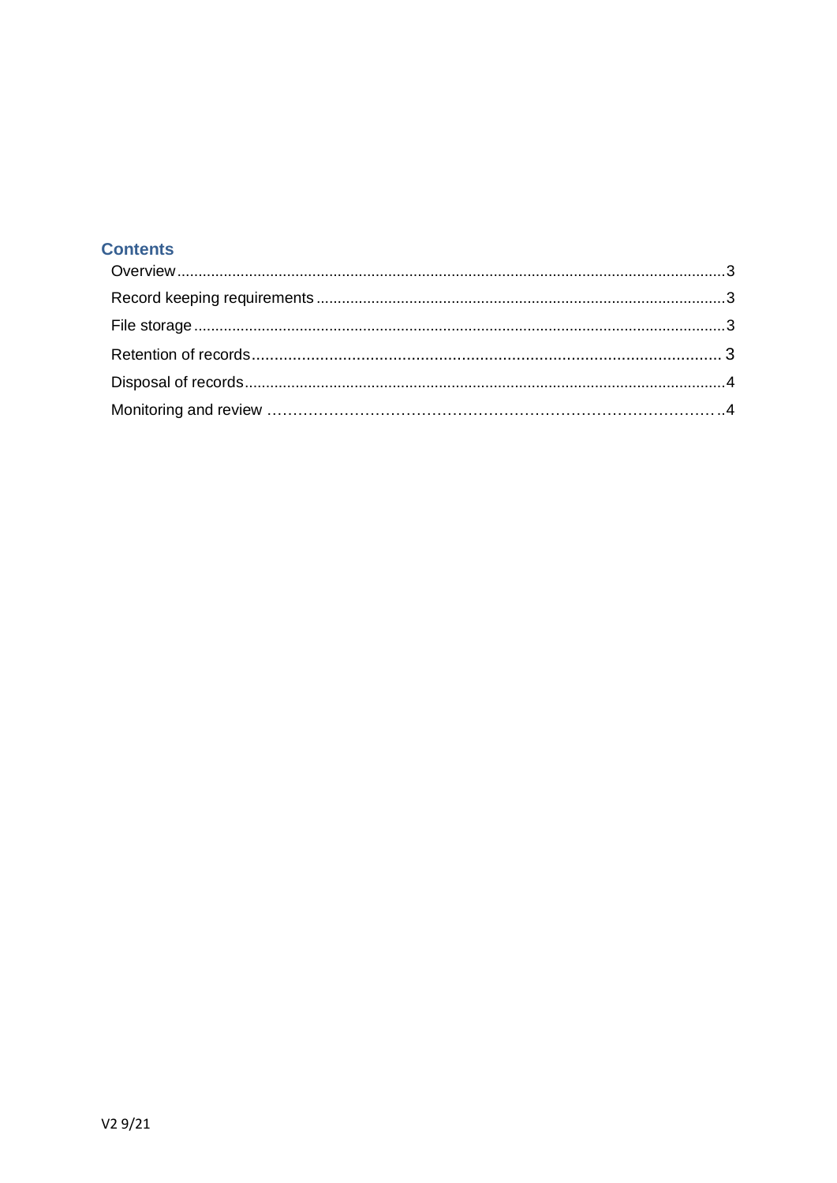## Contents

- Overview ... 3
- Record keeping requirements ... 3
- File storage ... 3
- Retention of records ... 3
- Disposal of records ... 4
- Monitoring and review ... 4

V2 9/21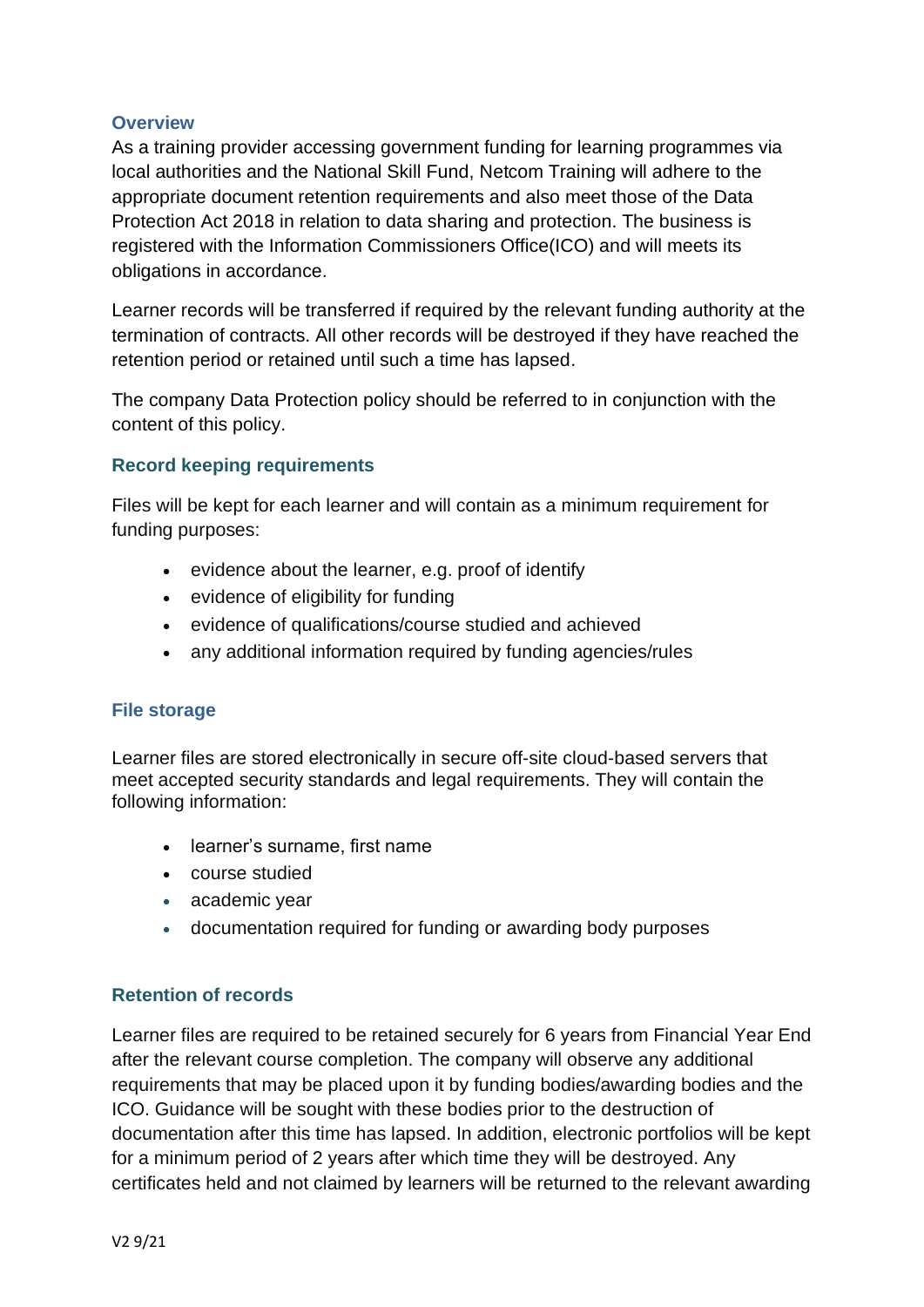## Overview

As a training provider accessing government funding for learning programmes via local authorities and the National Skill Fund, Netcom Training will adhere to the appropriate document retention requirements and also meet those of the Data Protection Act 2018 in relation to data sharing and protection. The business is registered with the Information Commissioners Office(ICO) and will meets its obligations in accordance.

Learner records will be transferred if required by the relevant funding authority at the termination of contracts. All other records will be destroyed if they have reached the retention period or retained until such a time has lapsed.

The company Data Protection policy should be referred to in conjunction with the content of this policy.

## Record keeping requirements

Files will be kept for each learner and will contain as a minimum requirement for funding purposes:

- evidence about the learner, e.g. proof of identify
- evidence of eligibility for funding
- evidence of qualifications/course studied and achieved
- any additional information required by funding agencies/rules

## File storage

Learner files are stored electronically in secure off-site cloud-based servers that meet accepted security standards and legal requirements. They will contain the following information:

- learner's surname, first name
- course studied
- academic year
- documentation required for funding or awarding body purposes

## Retention of records

Learner files are required to be retained securely for 6 years from Financial Year End after the relevant course completion. The company will observe any additional requirements that may be placed upon it by funding bodies/awarding bodies and the ICO. Guidance will be sought with these bodies prior to the destruction of documentation after this time has lapsed. In addition, electronic portfolios will be kept for a minimum period of 2 years after which time they will be destroyed. Any certificates held and not claimed by learners will be returned to the relevant awarding

V2 9/21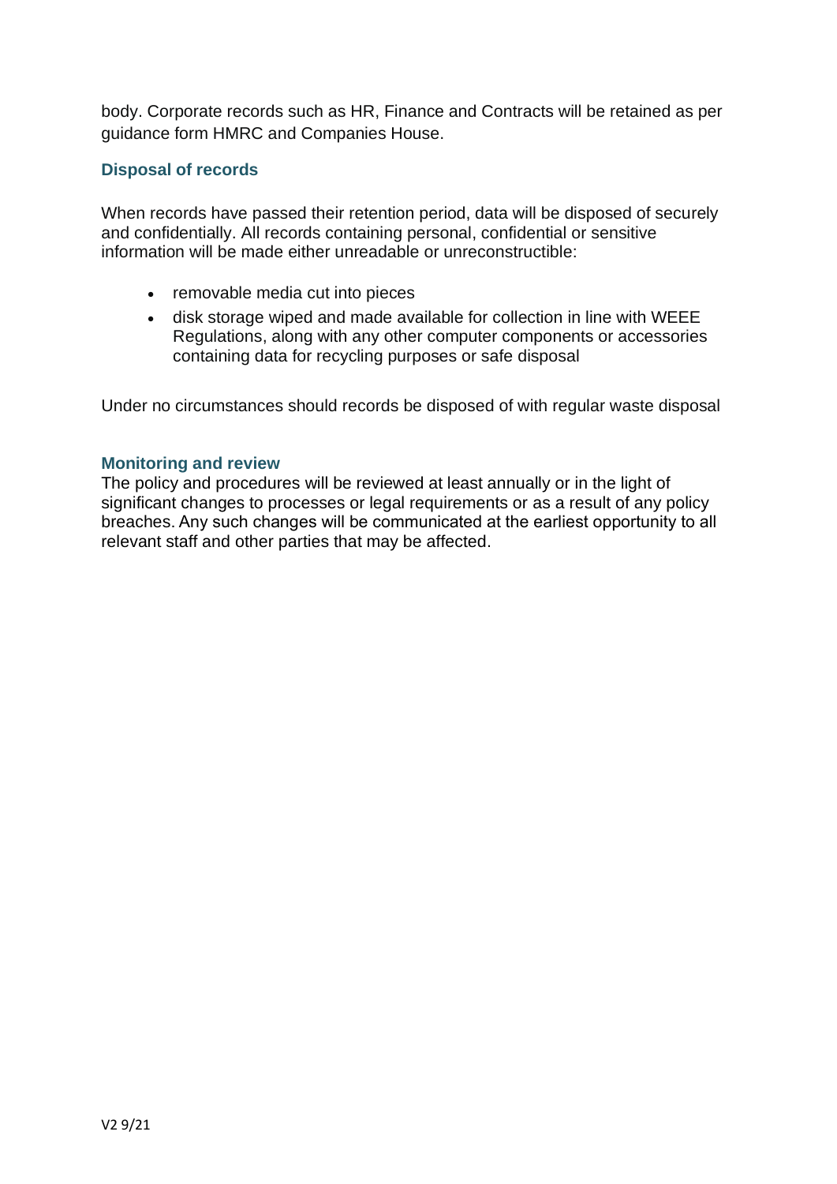body. Corporate records such as HR, Finance and Contracts will be retained as per guidance form HMRC and Companies House.

### Disposal of records

When records have passed their retention period, data will be disposed of securely and confidentially. All records containing personal, confidential or sensitive information will be made either unreadable or unreconstructible:

- removable media cut into pieces
- disk storage wiped and made available for collection in line with WEEE Regulations, along with any other computer components or accessories containing data for recycling purposes or safe disposal

Under no circumstances should records be disposed of with regular waste disposal

### Monitoring and review

The policy and procedures will be reviewed at least annually or in the light of significant changes to processes or legal requirements or as a result of any policy breaches. Any such changes will be communicated at the earliest opportunity to all relevant staff and other parties that may be affected.